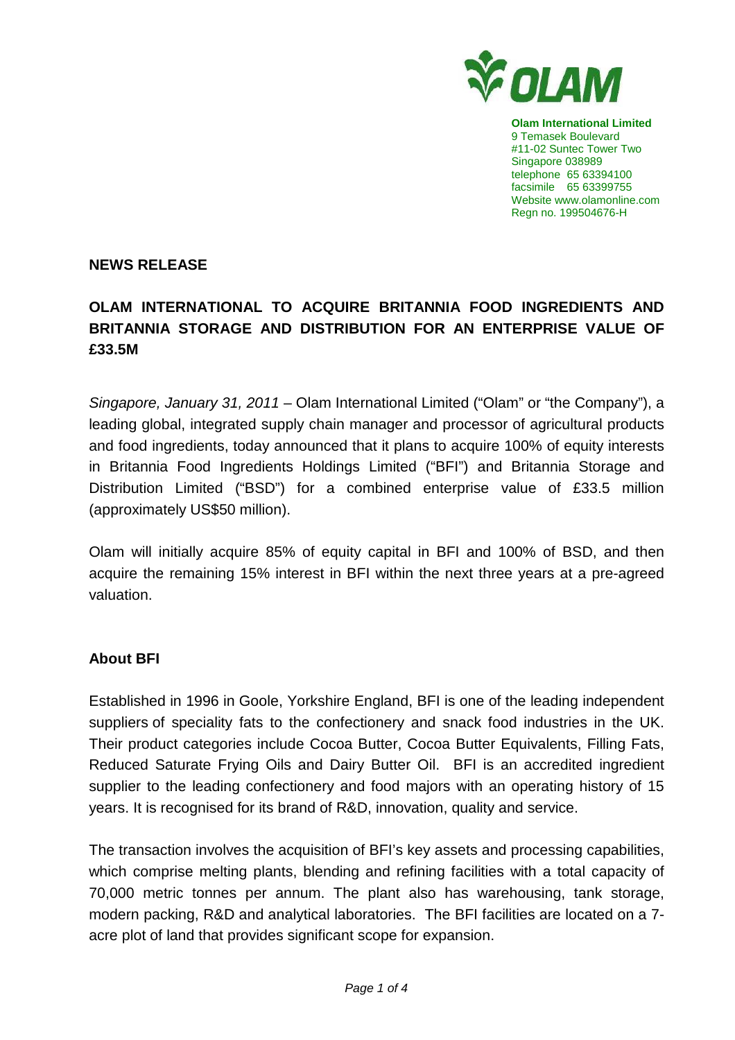**Olam International Limited**
9 Temasek Boulevard
#11-02 Suntec Tower Two
Singapore 038989
telephone 65 63394100
facsimile 65 63399755
Website www.olamonline.com
Regn no. 199504676-H

**NEWS RELEASE**

**OLAM INTERNATIONAL TO ACQUIRE BRITANNIA FOOD INGREDIENTS AND BRITANNIA STORAGE AND DISTRIBUTION FOR AN ENTERPRISE VALUE OF £33.5M**

*Singapore, January 31, 2011* – Olam International Limited ("Olam" or "the Company"), a leading global, integrated supply chain manager and processor of agricultural products and food ingredients, today announced that it plans to acquire 100% of equity interests in Britannia Food Ingredients Holdings Limited ("BFI") and Britannia Storage and Distribution Limited ("BSD") for a combined enterprise value of £33.5 million (approximately US$50 million).

Olam will initially acquire 85% of equity capital in BFI and 100% of BSD, and then acquire the remaining 15% interest in BFI within the next three years at a pre-agreed valuation.

**About BFI**

Established in 1996 in Goole, Yorkshire England, BFI is one of the leading independent suppliers of speciality fats to the confectionery and snack food industries in the UK. Their product categories include Cocoa Butter, Cocoa Butter Equivalents, Filling Fats, Reduced Saturate Frying Oils and Dairy Butter Oil. BFI is an accredited ingredient supplier to the leading confectionery and food majors with an operating history of 15 years. It is recognised for its brand of R&D, innovation, quality and service.

The transaction involves the acquisition of BFI's key assets and processing capabilities, which comprise melting plants, blending and refining facilities with a total capacity of 70,000 metric tonnes per annum. The plant also has warehousing, tank storage, modern packing, R&D and analytical laboratories. The BFI facilities are located on a 7-acre plot of land that provides significant scope for expansion.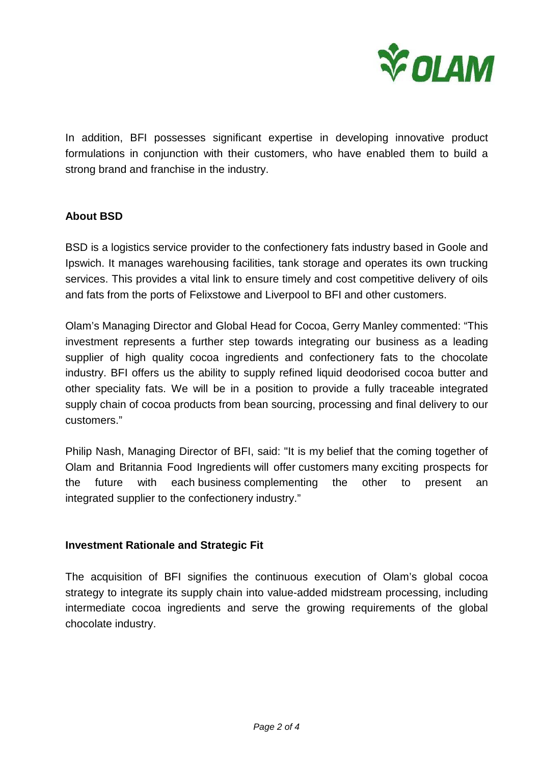In addition, BFI possesses significant expertise in developing innovative product formulations in conjunction with their customers, who have enabled them to build a strong brand and franchise in the industry.

**About BSD**

BSD is a logistics service provider to the confectionery fats industry based in Goole and Ipswich. It manages warehousing facilities, tank storage and operates its own trucking services. This provides a vital link to ensure timely and cost competitive delivery of oils and fats from the ports of Felixstowe and Liverpool to BFI and other customers.

Olam's Managing Director and Global Head for Cocoa, Gerry Manley commented: "This investment represents a further step towards integrating our business as a leading supplier of high quality cocoa ingredients and confectionery fats to the chocolate industry. BFI offers us the ability to supply refined liquid deodorised cocoa butter and other speciality fats. We will be in a position to provide a fully traceable integrated supply chain of cocoa products from bean sourcing, processing and final delivery to our customers."

Philip Nash, Managing Director of BFI, said: "It is my belief that the coming together of Olam and Britannia Food Ingredients will offer customers many exciting prospects for the future with each business complementing the other to present an integrated supplier to the confectionery industry."

**Investment Rationale and Strategic Fit**

The acquisition of BFI signifies the continuous execution of Olam's global cocoa strategy to integrate its supply chain into value-added midstream processing, including intermediate cocoa ingredients and serve the growing requirements of the global chocolate industry.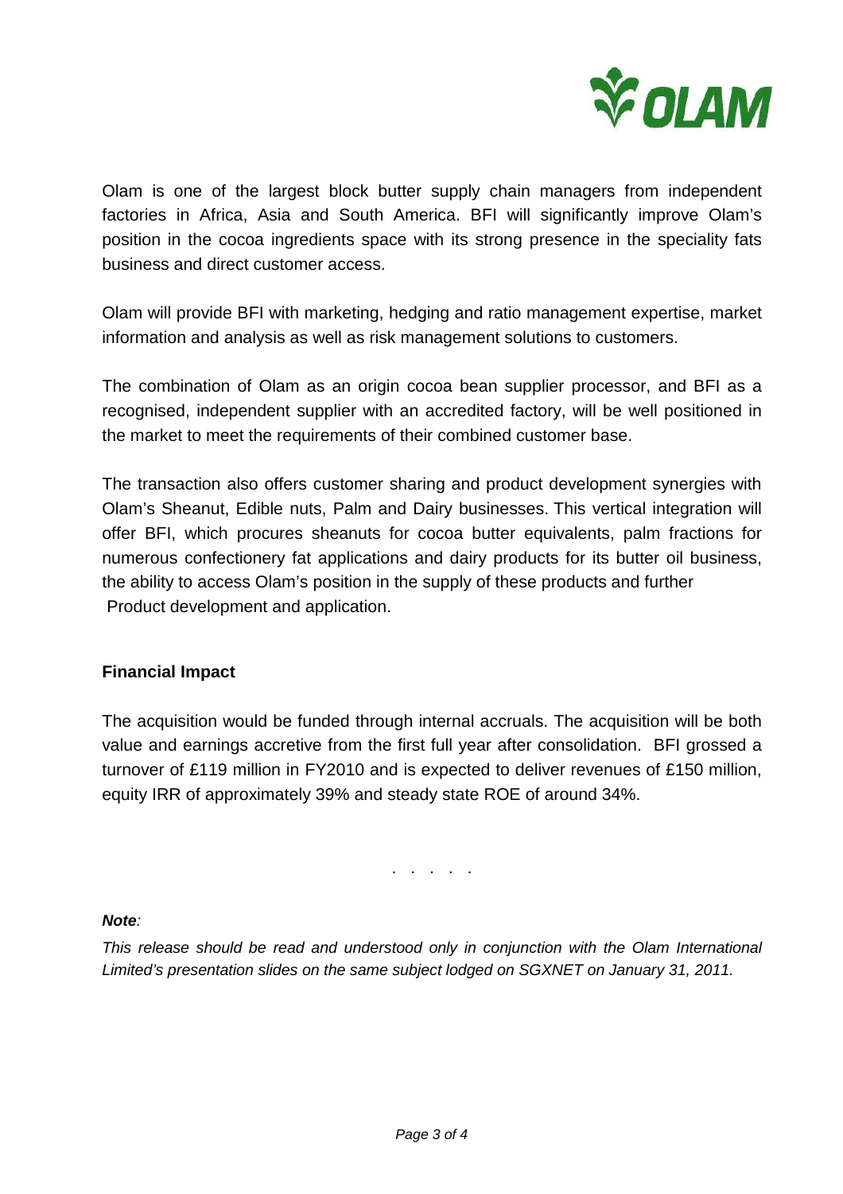Olam is one of the largest block butter supply chain managers from independent factories in Africa, Asia and South America. BFI will significantly improve Olam's position in the cocoa ingredients space with its strong presence in the speciality fats business and direct customer access.

Olam will provide BFI with marketing, hedging and ratio management expertise, market information and analysis as well as risk management solutions to customers.

The combination of Olam as an origin cocoa bean supplier processor, and BFI as a recognised, independent supplier with an accredited factory, will be well positioned in the market to meet the requirements of their combined customer base.

The transaction also offers customer sharing and product development synergies with Olam's Sheanut, Edible nuts, Palm and Dairy businesses. This vertical integration will offer BFI, which procures sheanuts for cocoa butter equivalents, palm fractions for numerous confectionery fat applications and dairy products for its butter oil business, the ability to access Olam's position in the supply of these products and further Product development and application.

**Financial Impact**

The acquisition would be funded through internal accruals. The acquisition will be both value and earnings accretive from the first full year after consolidation. BFI grossed a turnover of £119 million in FY2010 and is expected to deliver revenues of £150 million, equity IRR of approximately 39% and steady state ROE of around 34%.

. . . . .

***Note****:*

*This release should be read and understood only in conjunction with the Olam International Limited's presentation slides on the same subject lodged on SGXNET on January 31, 2011.*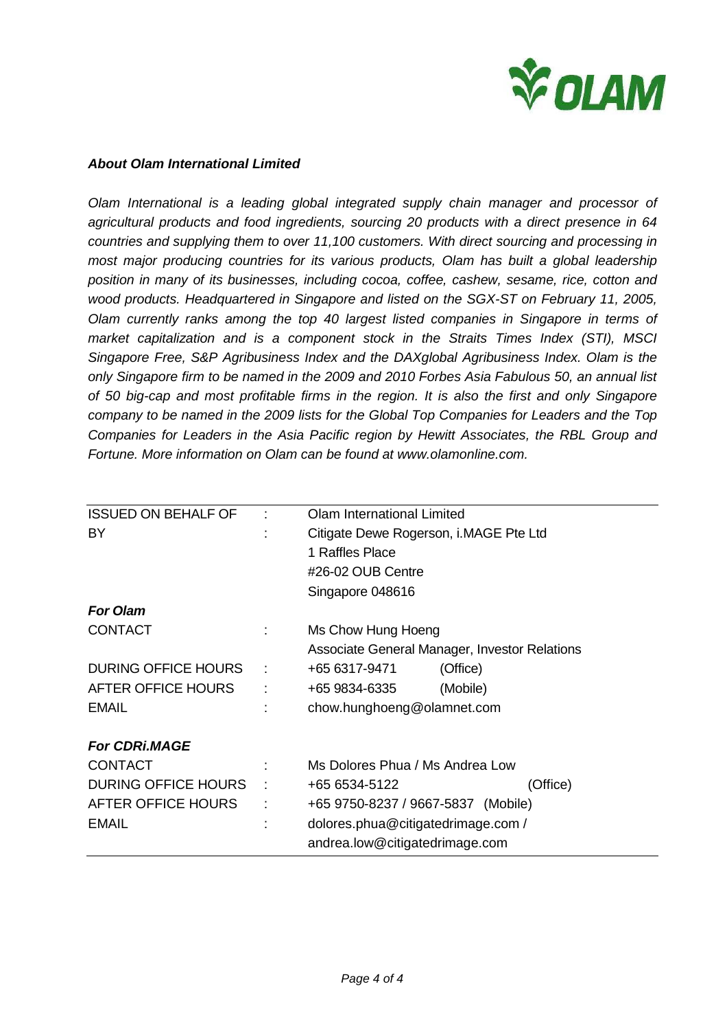### *About Olam International Limited*

*Olam International is a leading global integrated supply chain manager and processor of agricultural products and food ingredients, sourcing 20 products with a direct presence in 64 countries and supplying them to over 11,100 customers. With direct sourcing and processing in most major producing countries for its various products, Olam has built a global leadership position in many of its businesses, including cocoa, coffee, cashew, sesame, rice, cotton and wood products. Headquartered in Singapore and listed on the SGX-ST on February 11, 2005, Olam currently ranks among the top 40 largest listed companies in Singapore in terms of market capitalization and is a component stock in the Straits Times Index (STI), MSCI Singapore Free, S&P Agribusiness Index and the DAXglobal Agribusiness Index. Olam is the only Singapore firm to be named in the 2009 and 2010 Forbes Asia Fabulous 50, an annual list of 50 big-cap and most profitable firms in the region. It is also the first and only Singapore company to be named in the 2009 lists for the Global Top Companies for Leaders and the Top Companies for Leaders in the Asia Pacific region by Hewitt Associates, the RBL Group and Fortune. More information on Olam can be found at www.olamonline.com.*

| | | |
|---|---|---|
| ISSUED ON BEHALF OF | : | Olam International Limited |
| BY | : | Citigate Dewe Rogerson, i.MAGE Pte Ltd<br>1 Raffles Place<br>#26-02 OUB Centre<br>Singapore 048616 |
| ***For Olam*** | | |
| CONTACT | : | Ms Chow Hung Hoeng<br>Associate General Manager, Investor Relations |
| DURING OFFICE HOURS | : | +65 6317-9471 (Office) |
| AFTER OFFICE HOURS | : | +65 9834-6335 (Mobile) |
| EMAIL | : | chow.hunghoeng@olamnet.com |
| ***For CDRi.MAGE*** | | |
| CONTACT | : | Ms Dolores Phua / Ms Andrea Low |
| DURING OFFICE HOURS | : | +65 6534-5122 (Office) |
| AFTER OFFICE HOURS | : | +65 9750-8237 / 9667-5837 (Mobile) |
| EMAIL | : | dolores.phua@citigatedrimage.com /<br>andrea.low@citigatedrimage.com |